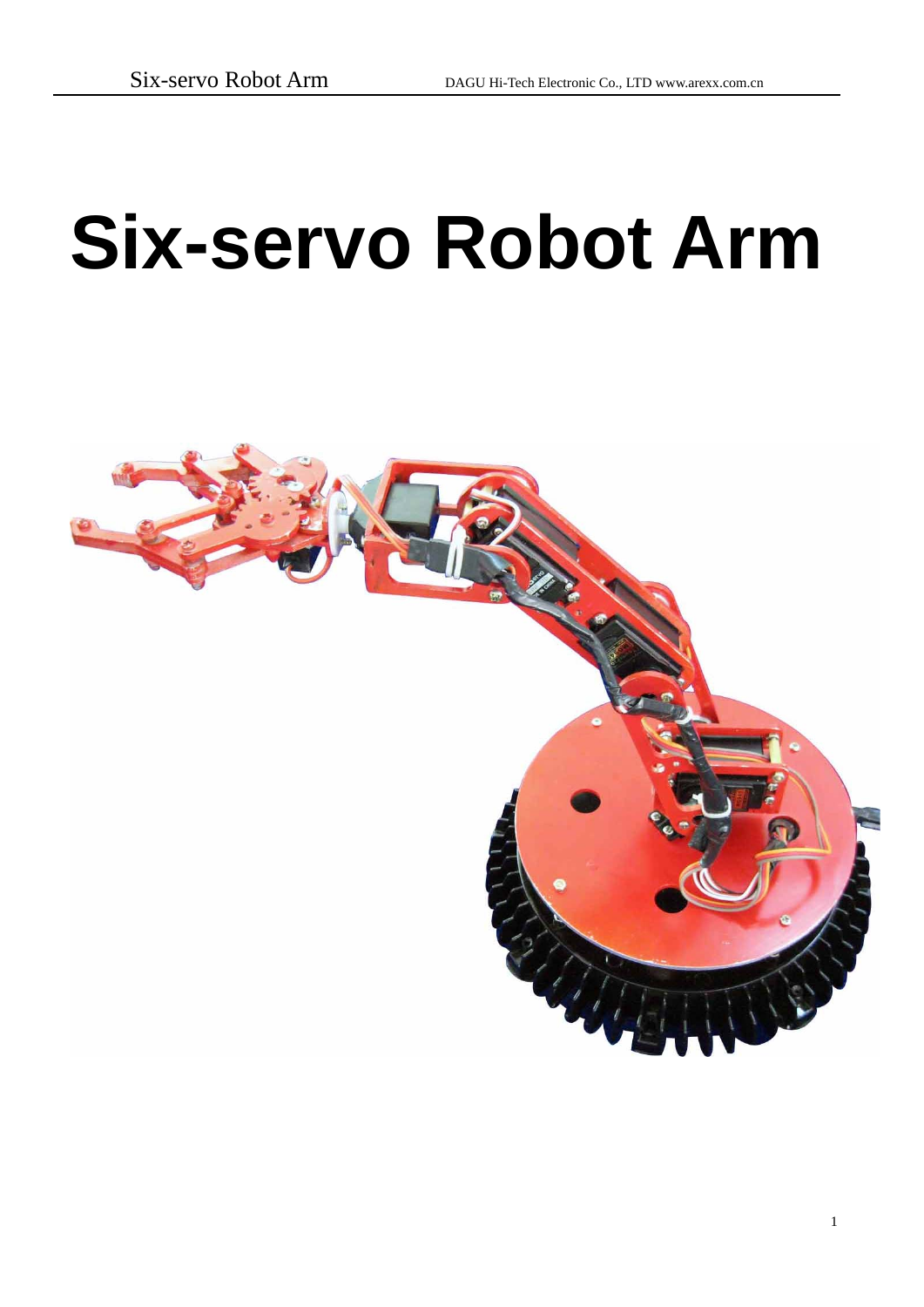# Six-servo Robot Arm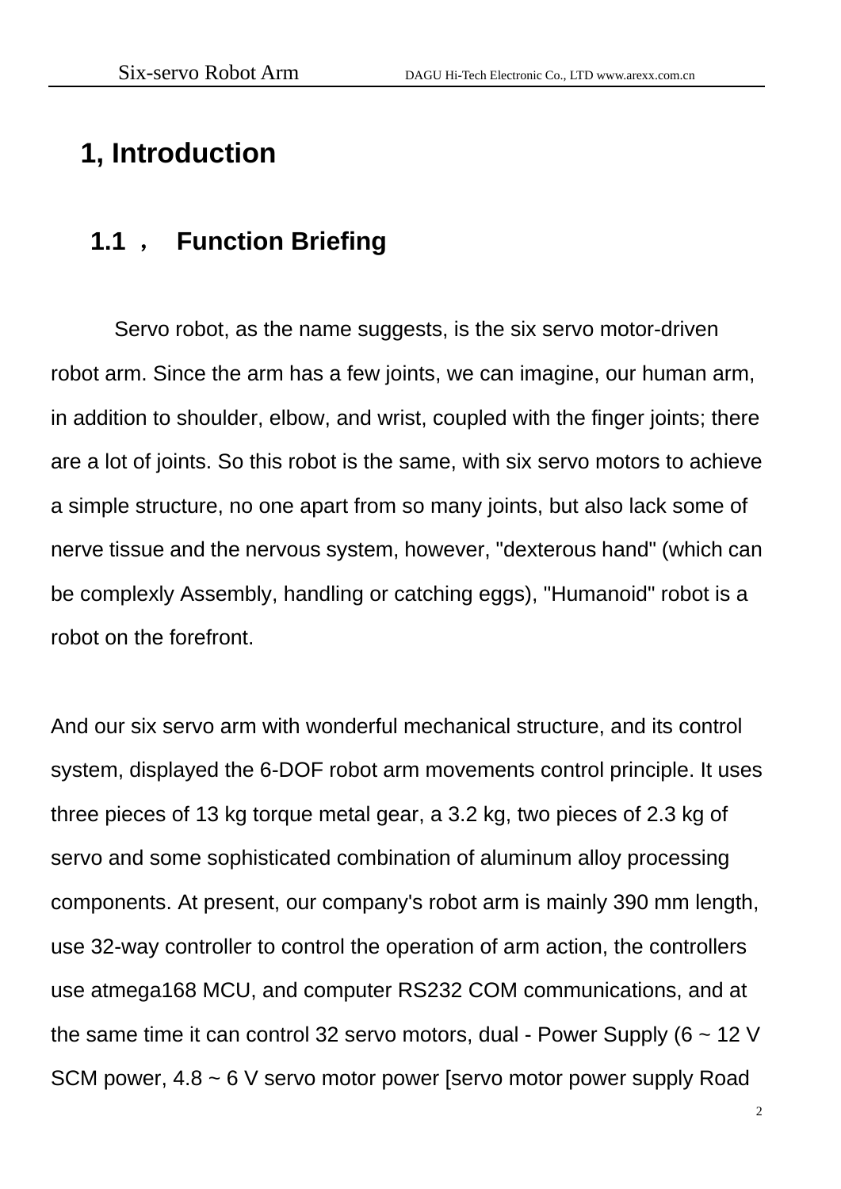# 1, Introduction

## 1.1 ， Function Briefing

Servo robot, as the name suggests, is the six servo motor-driven robot arm. Since the arm has a few joints, we can imagine, our human arm, in addition to shoulder, elbow, and wrist, coupled with the finger joints; there are a lot of joints. So this robot is the same, with six servo motors to achieve a simple structure, no one apart from so many joints, but also lack some of nerve tissue and the nervous system, however, "dexterous hand" (which can be complexly Assembly, handling or catching eggs), "Humanoid" robot is a robot on the forefront.

And our six servo arm with wonderful mechanical structure, and its control system, displayed the 6-DOF robot arm movements control principle. It uses three pieces of 13 kg torque metal gear, a 3.2 kg, two pieces of 2.3 kg of servo and some sophisticated combination of aluminum alloy processing components. At present, our company's robot arm is mainly 390 mm length, use 32-way controller to control the operation of arm action, the controllers use atmega168 MCU, and computer RS232 COM communications, and at the same time it can control 32 servo motors, dual - Power Supply (6 ~ 12 V SCM power, 4.8 ~ 6 V servo motor power [servo motor power supply Road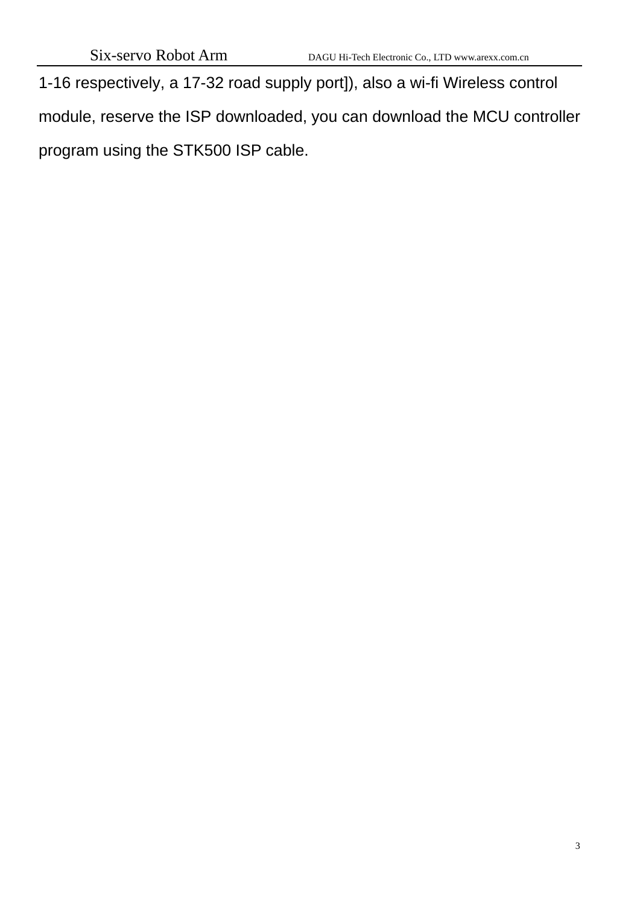1-16 respectively, a 17-32 road supply port]), also a wi-fi Wireless control module, reserve the ISP downloaded, you can download the MCU controller program using the STK500 ISP cable.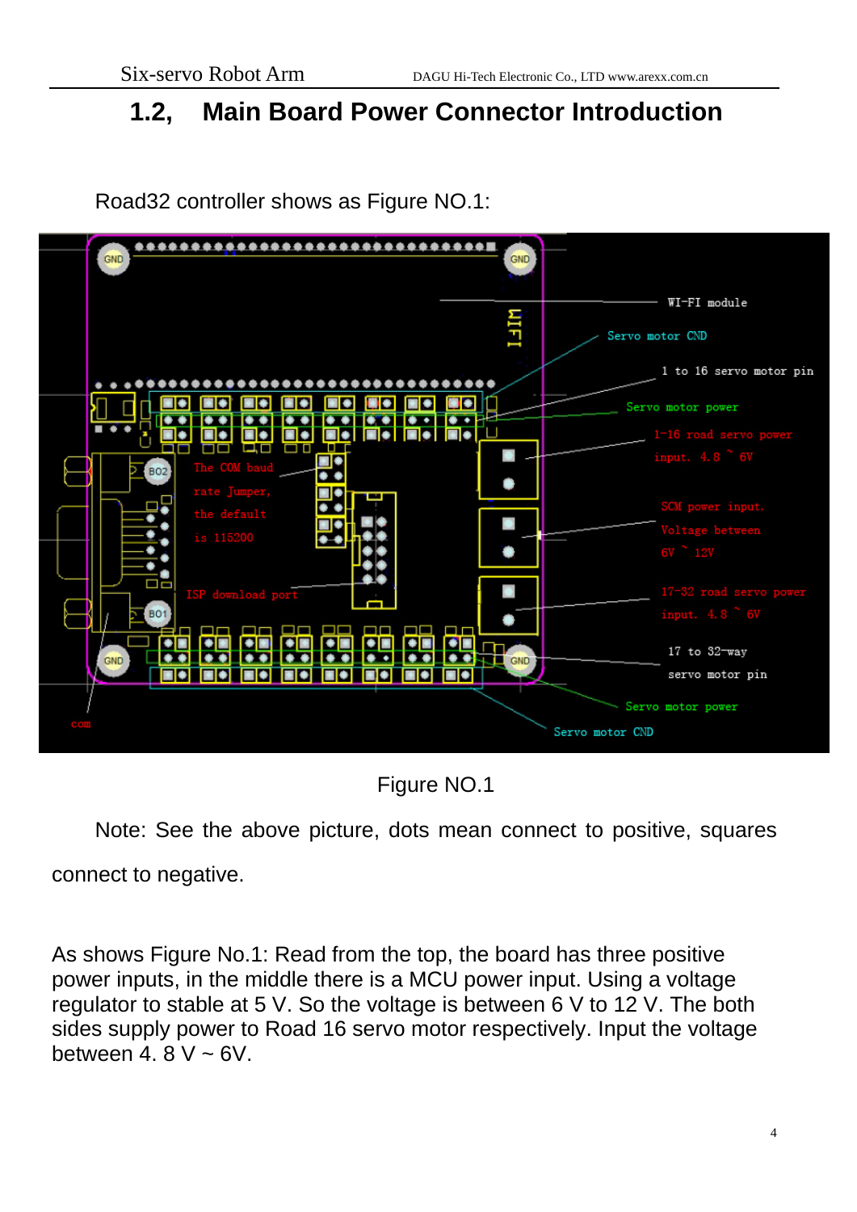## 1.2, Main Board Power Connector Introduction

Road32 controller shows as Figure NO.1:

Figure NO.1

Note: See the above picture, dots mean connect to positive, squares connect to negative.

As shows Figure No.1: Read from the top, the board has three positive power inputs, in the middle there is a MCU power input. Using a voltage regulator to stable at 5 V. So the voltage is between 6 V to 12 V. The both sides supply power to Road 16 servo motor respectively. Input the voltage between 4. 8 V ~ 6V.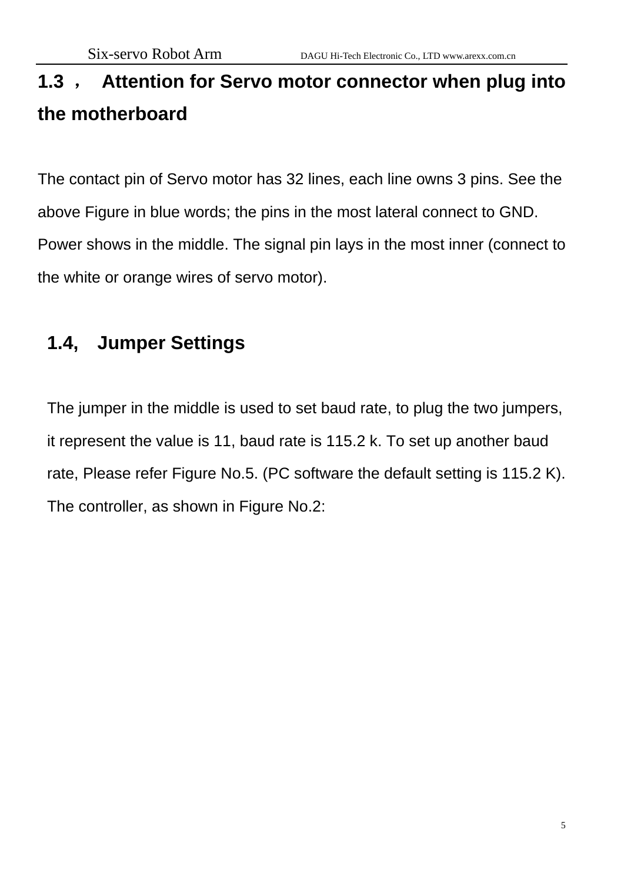## 1.3 ， Attention for Servo motor connector when plug into the motherboard

The contact pin of Servo motor has 32 lines, each line owns 3 pins. See the above Figure in blue words; the pins in the most lateral connect to GND. Power shows in the middle. The signal pin lays in the most inner (connect to the white or orange wires of servo motor).

## 1.4, Jumper Settings

The jumper in the middle is used to set baud rate, to plug the two jumpers, it represent the value is 11, baud rate is 115.2 k. To set up another baud rate, Please refer Figure No.5. (PC software the default setting is 115.2 K). The controller, as shown in Figure No.2: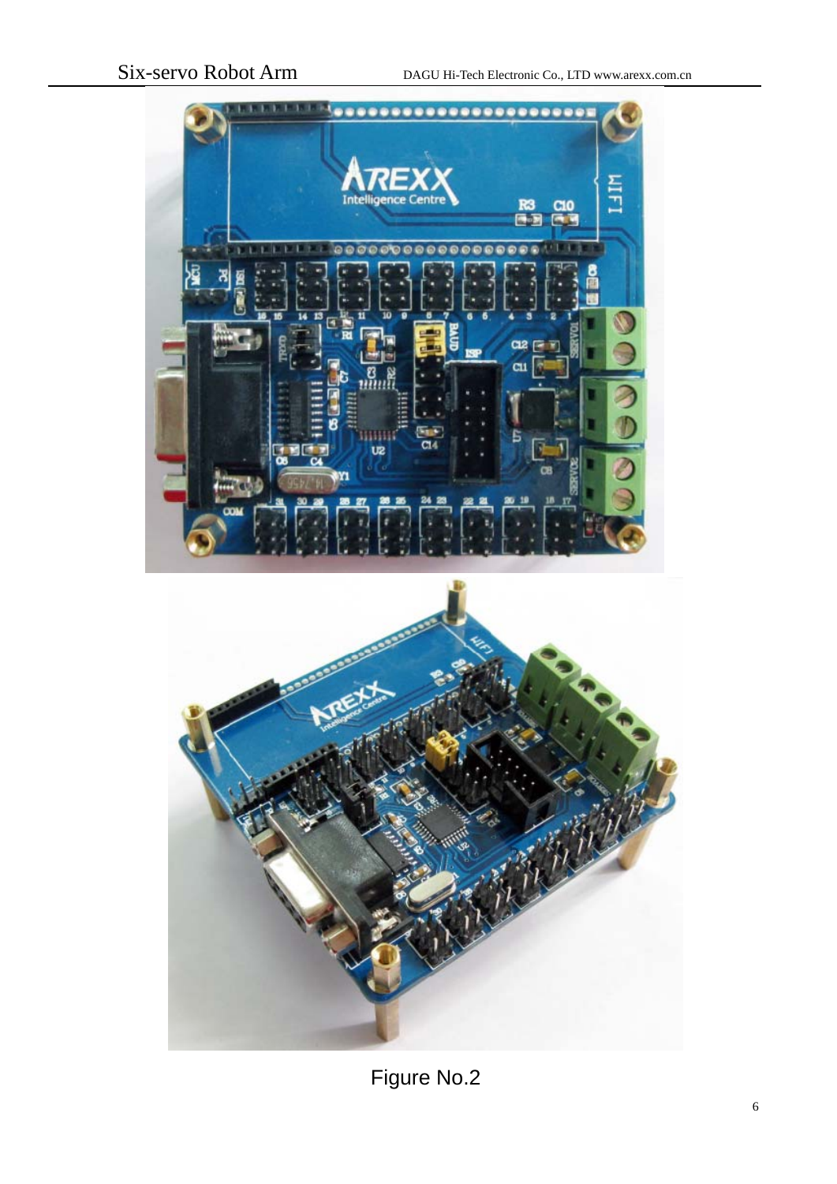Figure No.2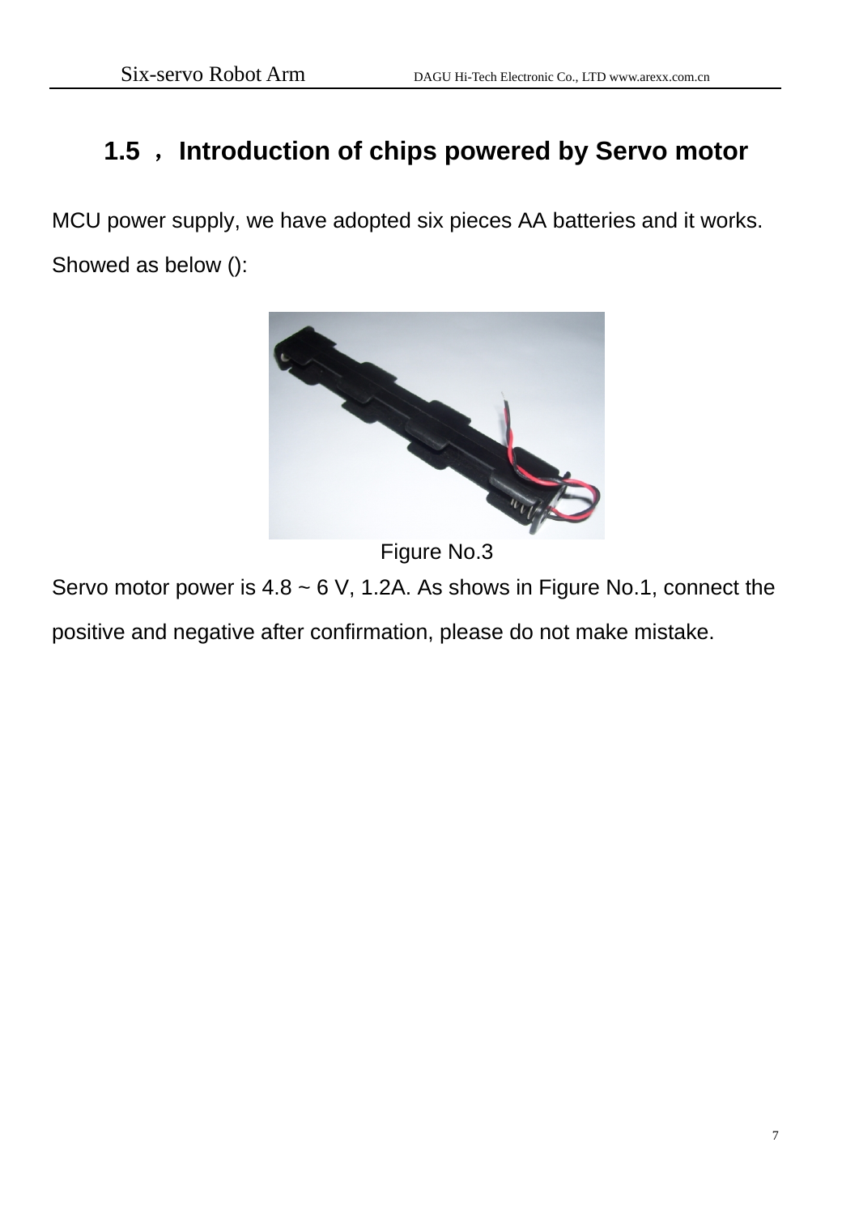## 1.5 ，Introduction of chips powered by Servo motor

MCU power supply, we have adopted six pieces AA batteries and it works. Showed as below ():

Figure No.3

Servo motor power is 4.8 ~ 6 V, 1.2A. As shows in Figure No.1, connect the positive and negative after confirmation, please do not make mistake.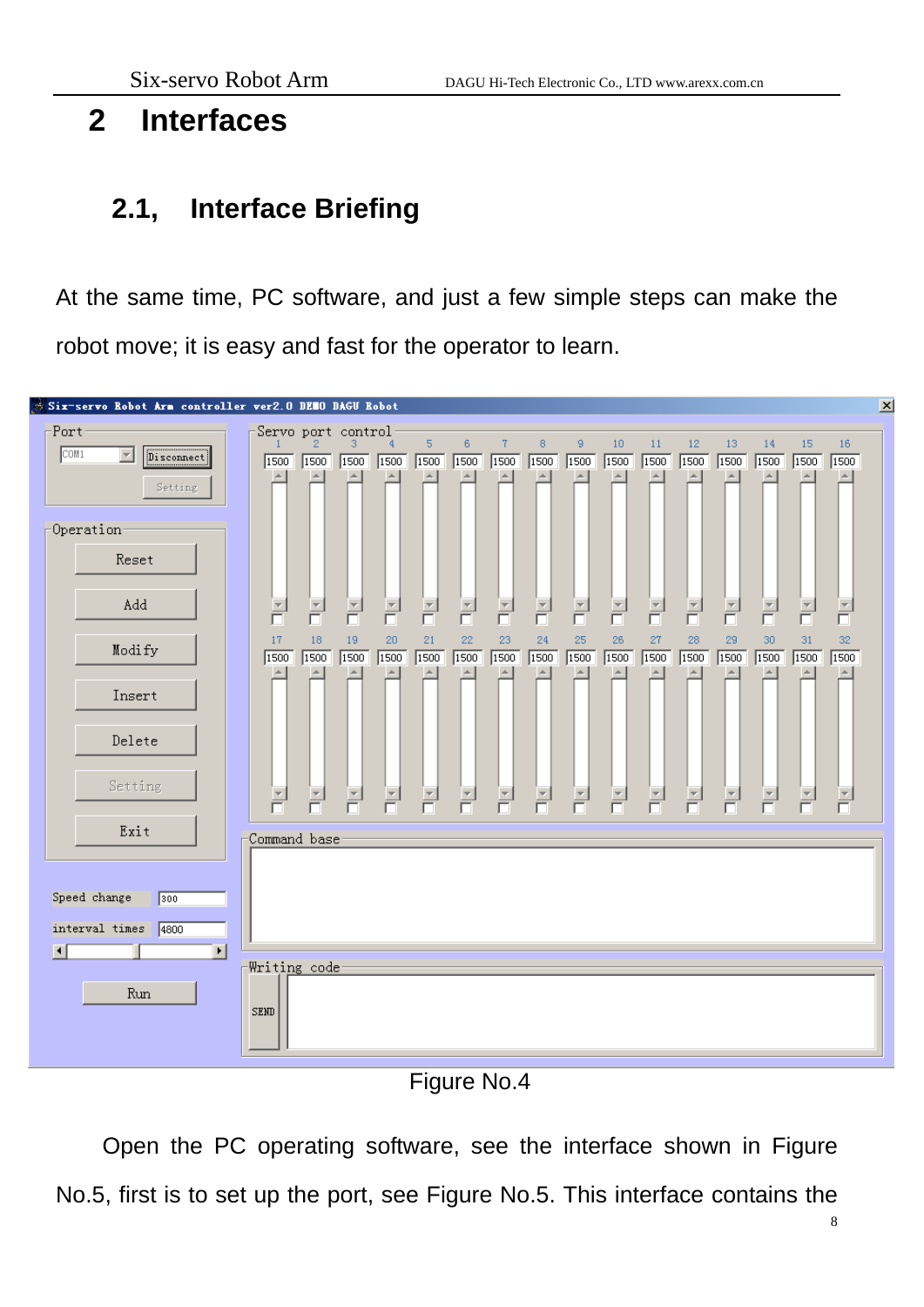# 2 Interfaces

## 2.1, Interface Briefing

At the same time, PC software, and just a few simple steps can make the robot move; it is easy and fast for the operator to learn.

Figure No.4

Open the PC operating software, see the interface shown in Figure No.5, first is to set up the port, see Figure No.5. This interface contains the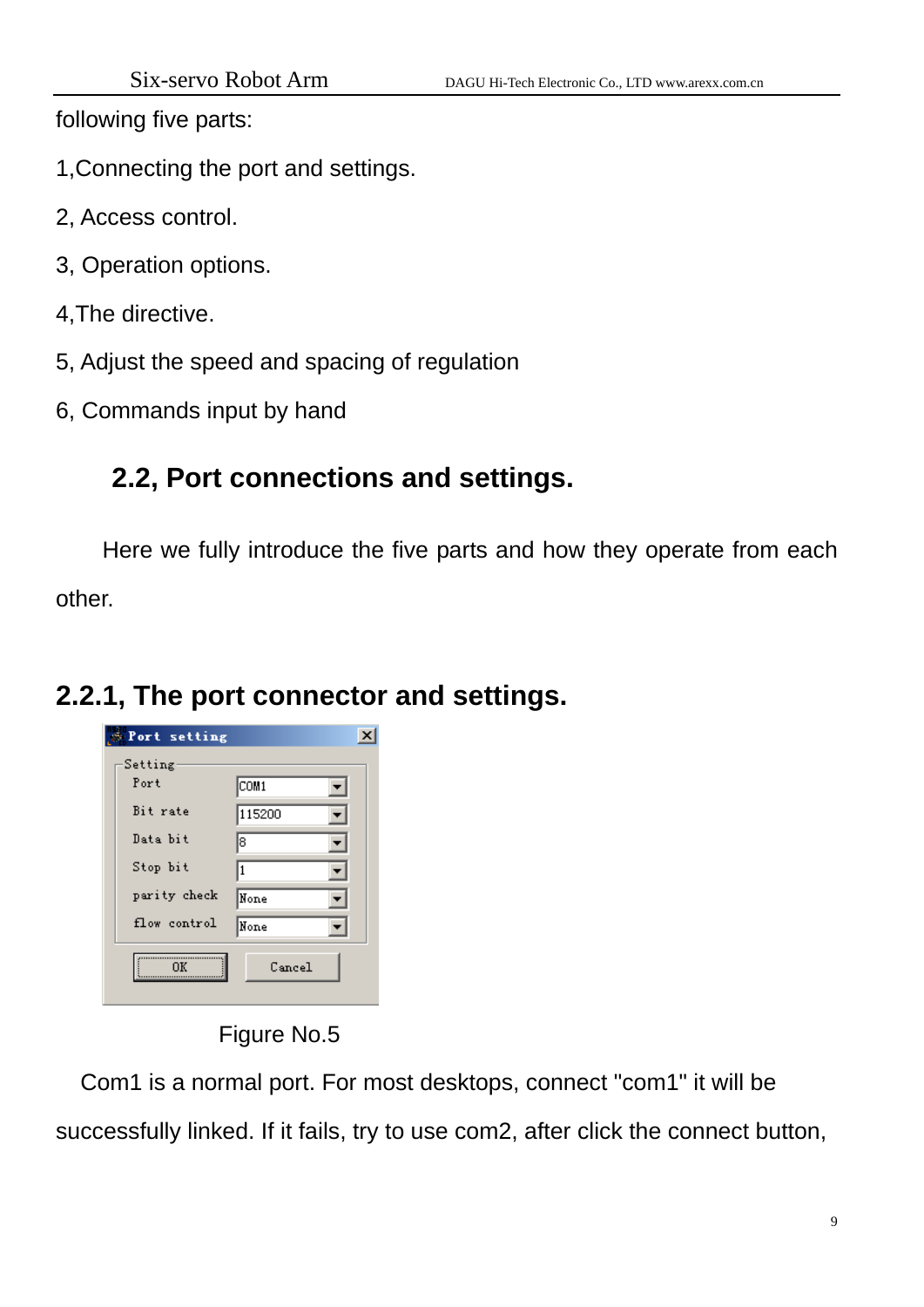following five parts:

1,Connecting the port and settings.

2, Access control.

3, Operation options.

4,The directive.

5, Adjust the speed and spacing of regulation

6, Commands input by hand

## 2.2, Port connections and settings.

Here we fully introduce the five parts and how they operate from each other.

### 2.2.1, The port connector and settings.

Figure No.5

Com1 is a normal port. For most desktops, connect "com1" it will be successfully linked. If it fails, try to use com2, after click the connect button,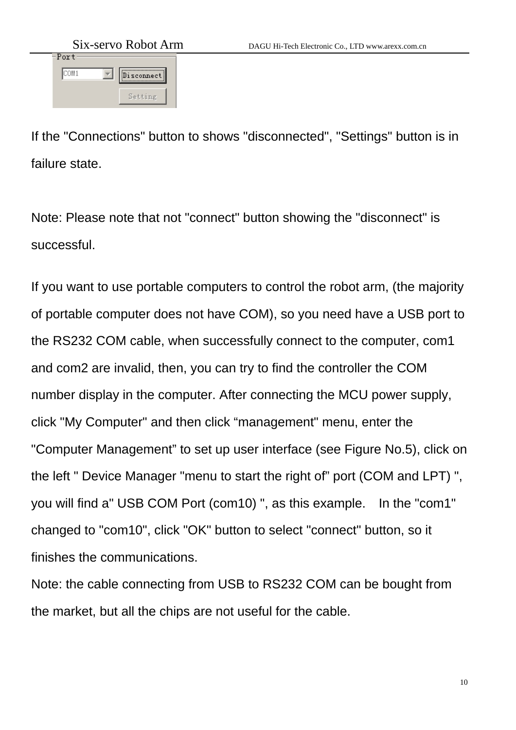If the "Connections" button to shows "disconnected", "Settings" button is in failure state.

Note: Please note that not "connect" button showing the "disconnect" is successful.

If you want to use portable computers to control the robot arm, (the majority of portable computer does not have COM), so you need have a USB port to the RS232 COM cable, when successfully connect to the computer, com1 and com2 are invalid, then, you can try to find the controller the COM number display in the computer. After connecting the MCU power supply, click "My Computer" and then click “management" menu, enter the "Computer Management” to set up user interface (see Figure No.5), click on the left " Device Manager "menu to start the right of” port (COM and LPT) ", you will find a" USB COM Port (com10) ", as this example.   In the "com1" changed to "com10", click "OK" button to select "connect" button, so it finishes the communications.

Note: the cable connecting from USB to RS232 COM can be bought from the market, but all the chips are not useful for the cable.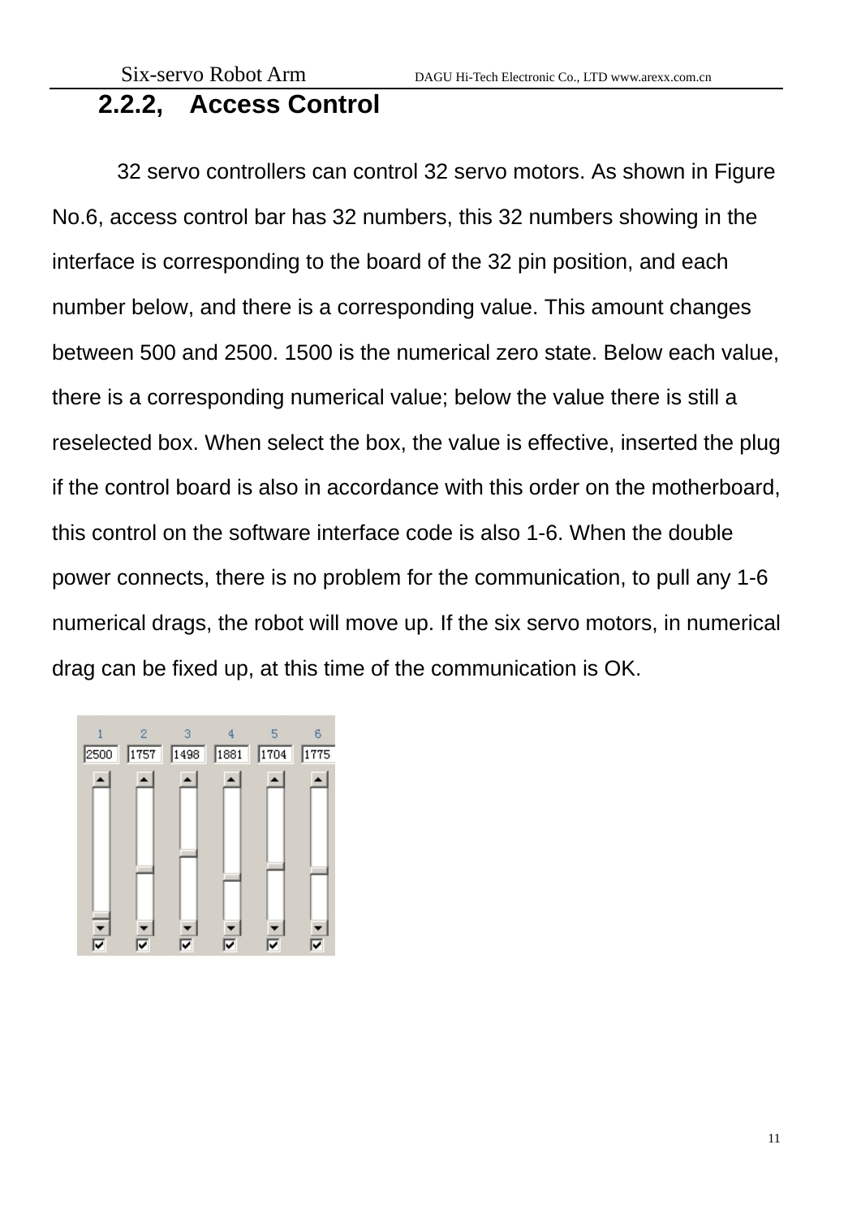### 2.2.2, Access Control

32 servo controllers can control 32 servo motors. As shown in Figure No.6, access control bar has 32 numbers, this 32 numbers showing in the interface is corresponding to the board of the 32 pin position, and each number below, and there is a corresponding value. This amount changes between 500 and 2500. 1500 is the numerical zero state. Below each value, there is a corresponding numerical value; below the value there is still a reselected box. When select the box, the value is effective, inserted the plug if the control board is also in accordance with this order on the motherboard, this control on the software interface code is also 1-6. When the double power connects, there is no problem for the communication, to pull any 1-6 numerical drags, the robot will move up. If the six servo motors, in numerical drag can be fixed up, at this time of the communication is OK.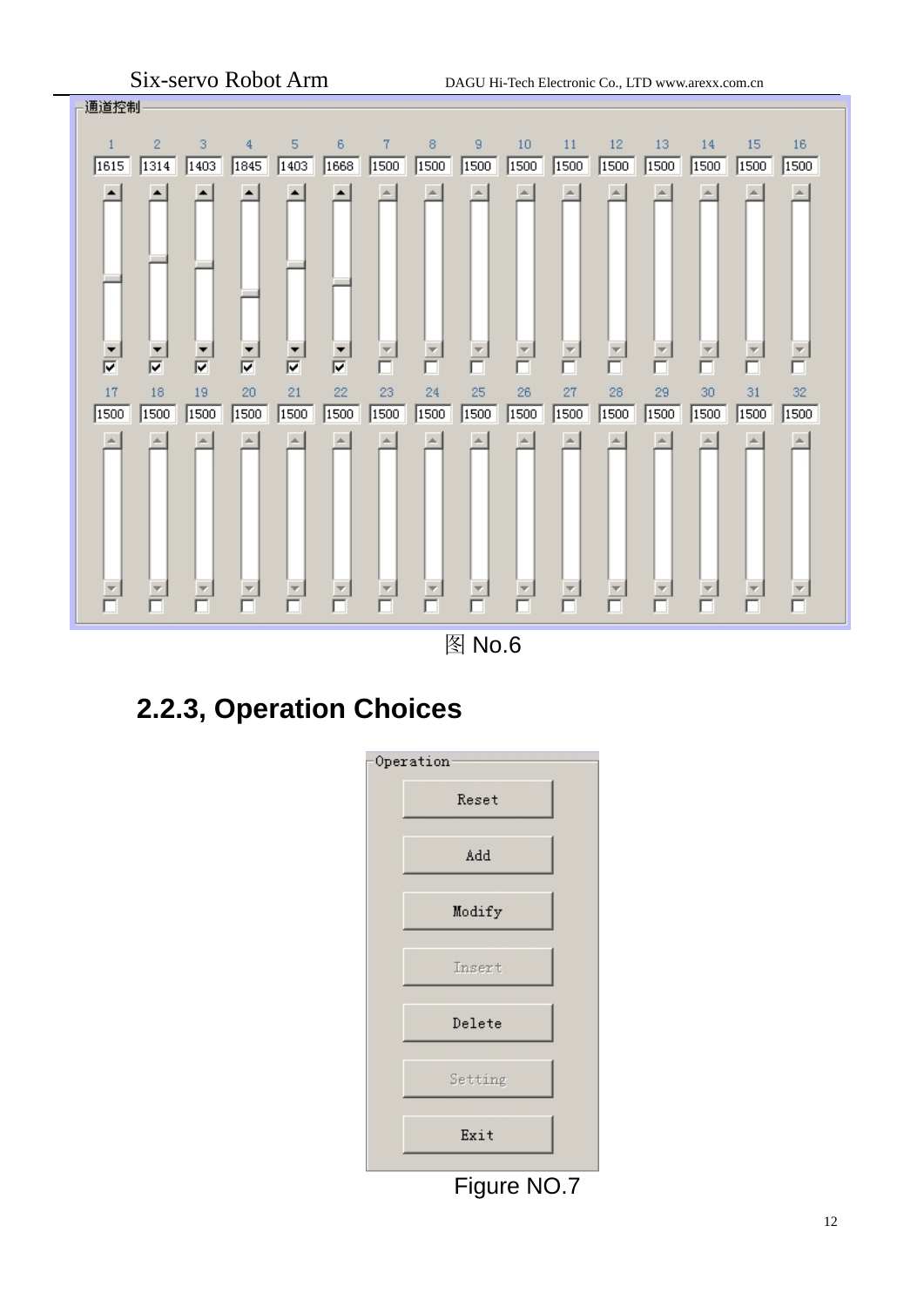通道控制

| 1 | 2 | 3 | 4 | 5 | 6 | 7 | 8 | 9 | 10 | 11 | 12 | 13 | 14 | 15 | 16 |
|---|---|---|---|---|---|---|---|---|---|---|---|---|---|---|---|
| 1615 | 1314 | 1403 | 1845 | 1403 | 1668 | 1500 | 1500 | 1500 | 1500 | 1500 | 1500 | 1500 | 1500 | 1500 | 1500 |

| 17 | 18 | 19 | 20 | 21 | 22 | 23 | 24 | 25 | 26 | 27 | 28 | 29 | 30 | 31 | 32 |
|---|---|---|---|---|---|---|---|---|---|---|---|---|---|---|---|
| 1500 | 1500 | 1500 | 1500 | 1500 | 1500 | 1500 | 1500 | 1500 | 1500 | 1500 | 1500 | 1500 | 1500 | 1500 | 1500 |

图 No.6

### 2.2.3, Operation Choices

Operation

- Reset
- Add
- Modify
- Insert
- Delete
- Setting
- Exit

Figure NO.7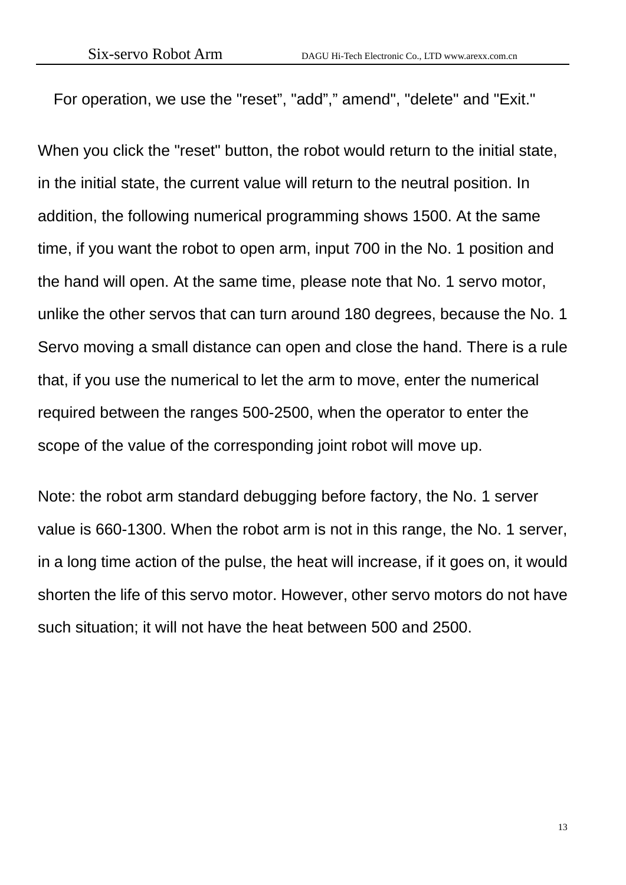For operation, we use the "reset”, "add”,” amend", "delete" and "Exit."

When you click the "reset" button, the robot would return to the initial state, in the initial state, the current value will return to the neutral position. In addition, the following numerical programming shows 1500. At the same time, if you want the robot to open arm, input 700 in the No. 1 position and the hand will open. At the same time, please note that No. 1 servo motor, unlike the other servos that can turn around 180 degrees, because the No. 1 Servo moving a small distance can open and close the hand. There is a rule that, if you use the numerical to let the arm to move, enter the numerical required between the ranges 500-2500, when the operator to enter the scope of the value of the corresponding joint robot will move up.

Note: the robot arm standard debugging before factory, the No. 1 server value is 660-1300. When the robot arm is not in this range, the No. 1 server, in a long time action of the pulse, the heat will increase, if it goes on, it would shorten the life of this servo motor. However, other servo motors do not have such situation; it will not have the heat between 500 and 2500.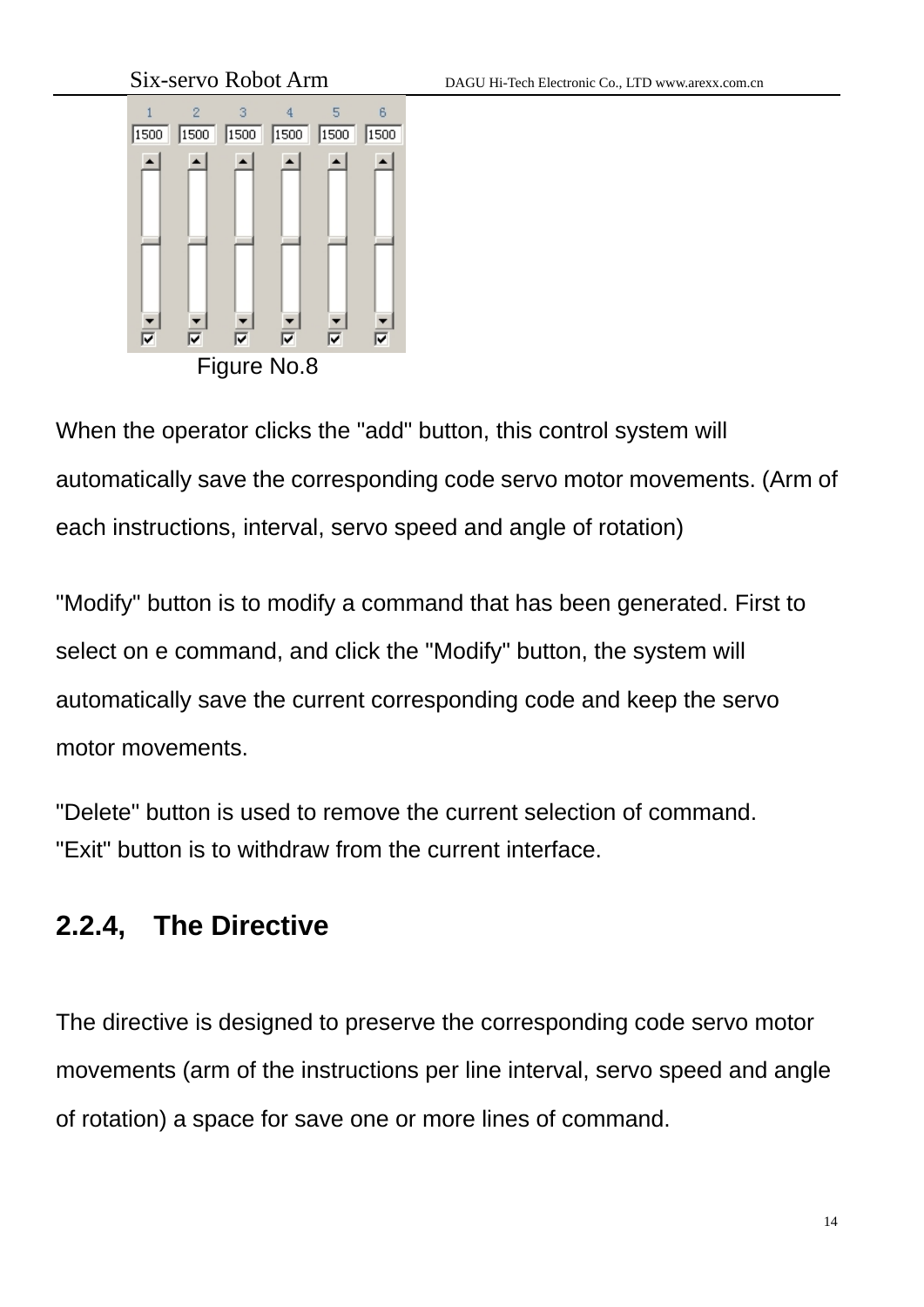Figure No.8

When the operator clicks the "add" button, this control system will automatically save the corresponding code servo motor movements. (Arm of each instructions, interval, servo speed and angle of rotation)

"Modify" button is to modify a command that has been generated. First to select on e command, and click the "Modify" button, the system will automatically save the current corresponding code and keep the servo motor movements.

"Delete" button is used to remove the current selection of command.
"Exit" button is to withdraw from the current interface.

## 2.2.4, The Directive

The directive is designed to preserve the corresponding code servo motor movements (arm of the instructions per line interval, servo speed and angle of rotation) a space for save one or more lines of command.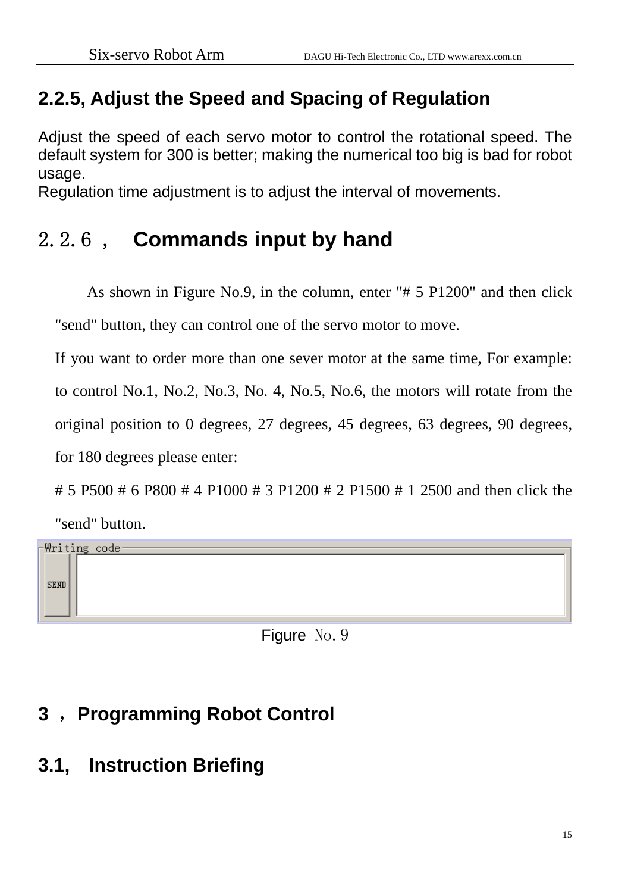## 2.2.5, Adjust the Speed and Spacing of Regulation

Adjust the speed of each servo motor to control the rotational speed. The default system for 300 is better; making the numerical too big is bad for robot usage.
Regulation time adjustment is to adjust the interval of movements.

## 2.2.6， Commands input by hand

As shown in Figure No.9, in the column, enter "# 5 P1200" and then click "send" button, they can control one of the servo motor to move.

If you want to order more than one sever motor at the same time, For example: to control No.1, No.2, No.3, No. 4, No.5, No.6, the motors will rotate from the original position to 0 degrees, 27 degrees, 45 degrees, 63 degrees, 90 degrees, for 180 degrees please enter:

# 5 P500 # 6 P800 # 4 P1000 # 3 P1200 # 2 P1500 # 1 2500 and then click the "send" button.

Writing code

SEND

Figure No. 9

# 3 ，Programming Robot Control

## 3.1, Instruction Briefing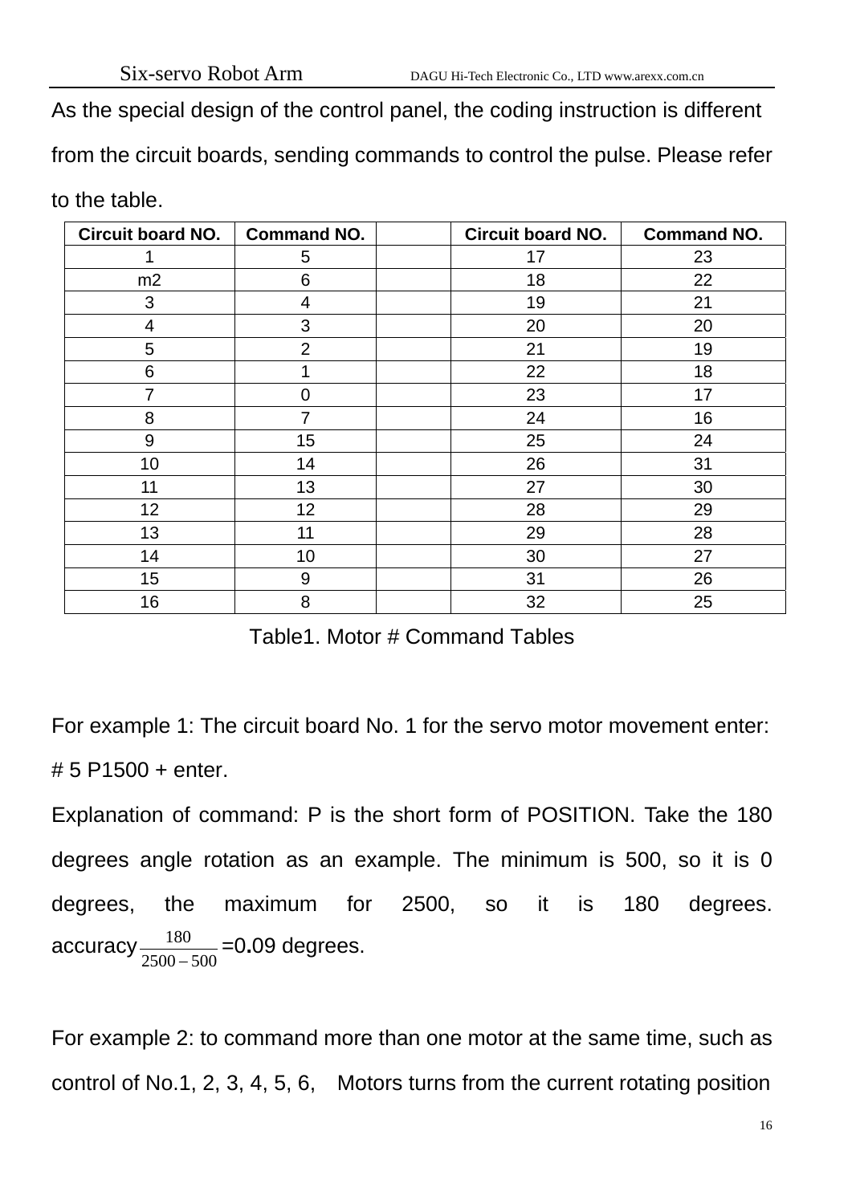As the special design of the control panel, the coding instruction is different from the circuit boards, sending commands to control the pulse. Please refer to the table.

| Circuit board NO. | Command NO. | | Circuit board NO. | Command NO. |
|---|---|---|---|---|
| 1 | 5 | | 17 | 23 |
| m2 | 6 | | 18 | 22 |
| 3 | 4 | | 19 | 21 |
| 4 | 3 | | 20 | 20 |
| 5 | 2 | | 21 | 19 |
| 6 | 1 | | 22 | 18 |
| 7 | 0 | | 23 | 17 |
| 8 | 7 | | 24 | 16 |
| 9 | 15 | | 25 | 24 |
| 10 | 14 | | 26 | 31 |
| 11 | 13 | | 27 | 30 |
| 12 | 12 | | 28 | 29 |
| 13 | 11 | | 29 | 28 |
| 14 | 10 | | 30 | 27 |
| 15 | 9 | | 31 | 26 |
| 16 | 8 | | 32 | 25 |

Table1. Motor # Command Tables

For example 1: The circuit board No. 1 for the servo motor movement enter: # 5 P1500 + enter.

Explanation of command: P is the short form of POSITION. Take the 180 degrees angle rotation as an example. The minimum is 500, so it is 0 degrees, the maximum for 2500, so it is 180 degrees. accuracy $\frac{180}{2500-500}$ =0.09 degrees.

For example 2: to command more than one motor at the same time, such as control of No.1, 2, 3, 4, 5, 6, Motors turns from the current rotating position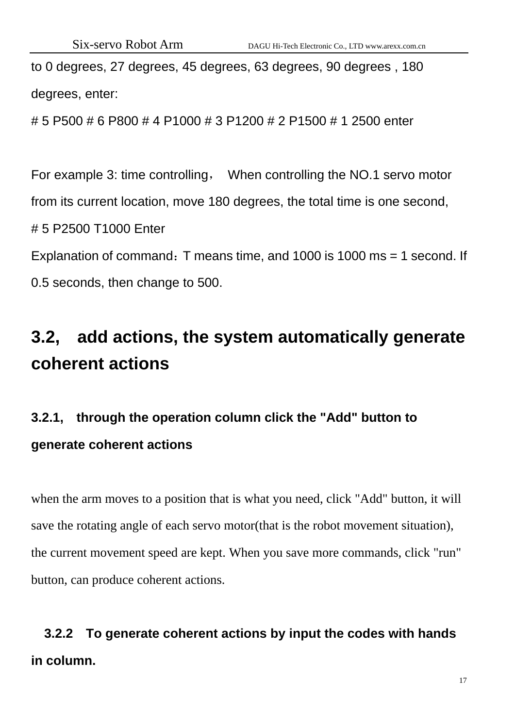to 0 degrees, 27 degrees, 45 degrees, 63 degrees, 90 degrees , 180 degrees, enter:

# 5 P500 # 6 P800 # 4 P1000 # 3 P1200 # 2 P1500 # 1 2500 enter

For example 3: time controlling， When controlling the NO.1 servo motor from its current location, move 180 degrees, the total time is one second,

# 5 P2500 T1000 Enter

Explanation of command：T means time, and 1000 is 1000 ms = 1 second. If 0.5 seconds, then change to 500.

## 3.2, add actions, the system automatically generate coherent actions

### 3.2.1, through the operation column click the "Add" button to generate coherent actions

when the arm moves to a position that is what you need, click "Add" button, it will save the rotating angle of each servo motor(that is the robot movement situation), the current movement speed are kept. When you save more commands, click "run" button, can produce coherent actions.

### 3.2.2 To generate coherent actions by input the codes with hands in column.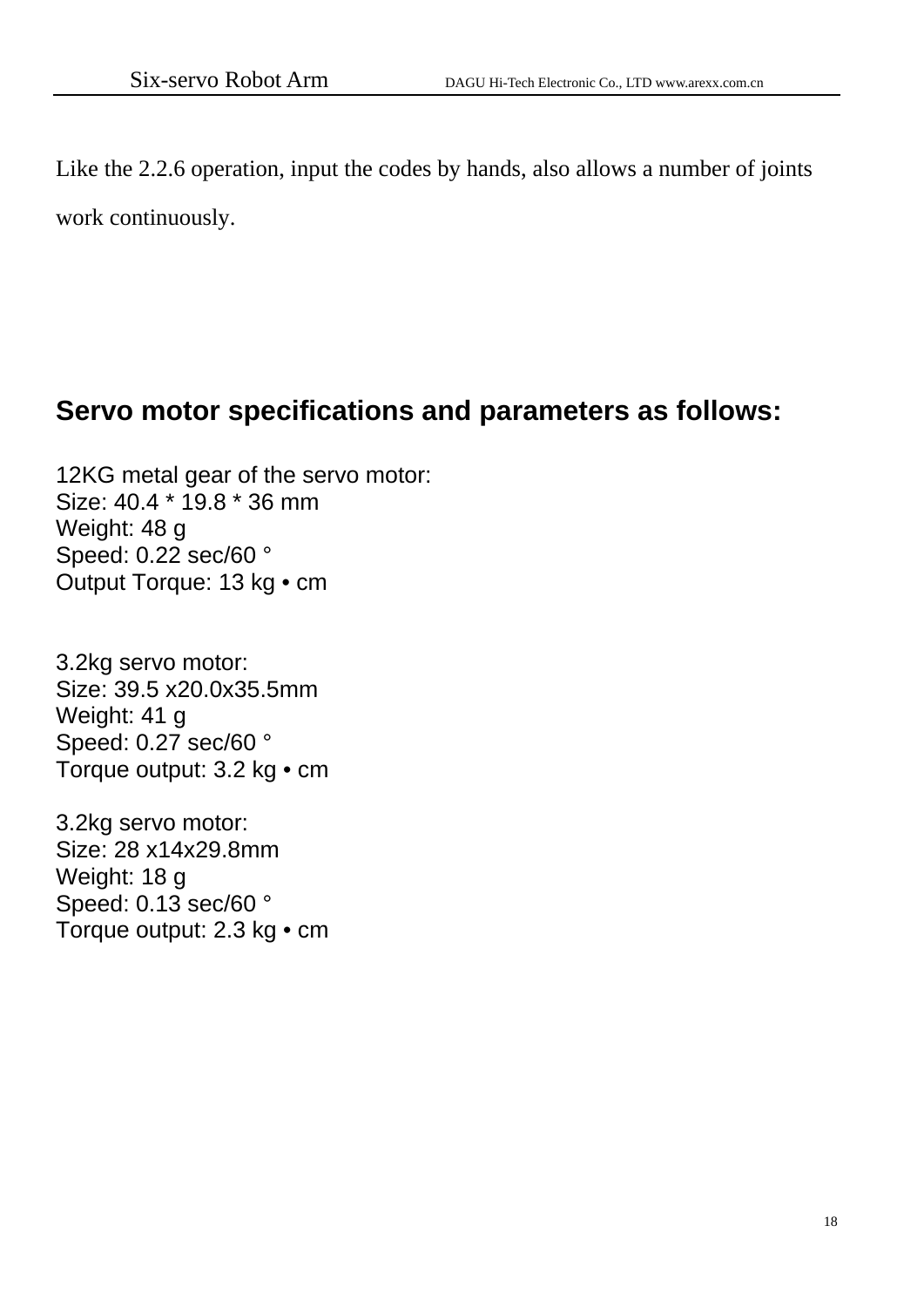Like the 2.2.6 operation, input the codes by hands, also allows a number of joints work continuously.

## Servo motor specifications and parameters as follows:

12KG metal gear of the servo motor:
Size: 40.4 * 19.8 * 36 mm
Weight: 48 g
Speed: 0.22 sec/60 °
Output Torque: 13 kg • cm

3.2kg servo motor:
Size: 39.5 x20.0x35.5mm
Weight: 41 g
Speed: 0.27 sec/60 °
Torque output: 3.2 kg • cm

3.2kg servo motor:
Size: 28 x14x29.8mm
Weight: 18 g
Speed: 0.13 sec/60 °
Torque output: 2.3 kg • cm